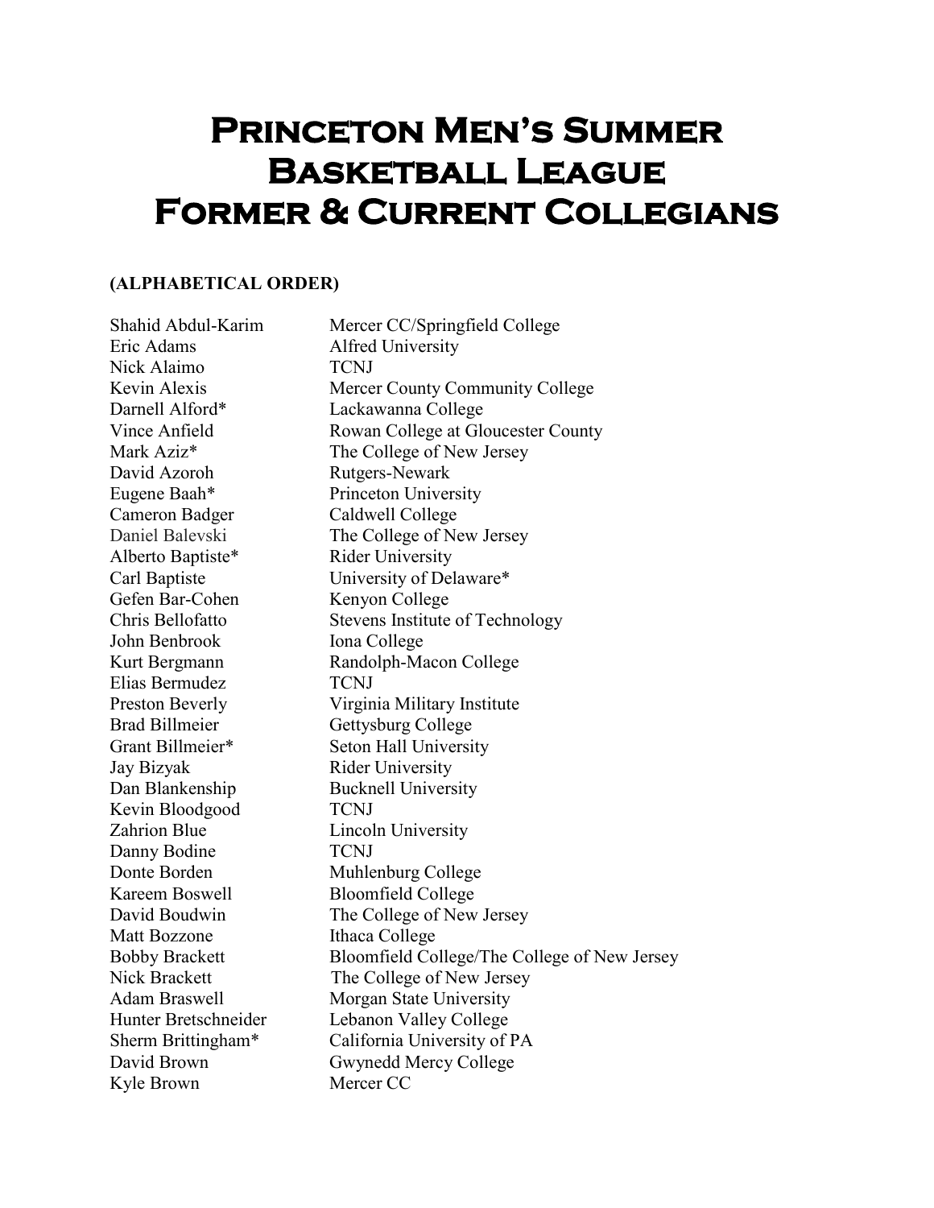# Princeton Men's Summer Basketball League Former & Current Collegians

**(ALPHABETICAL ORDER)**

| | |
|---|---|
| Shahid Abdul-Karim | Mercer CC/Springfield College |
| Eric Adams | Alfred University |
| Nick Alaimo | TCNJ |
| Kevin Alexis | Mercer County Community College |
| Darnell Alford* | Lackawanna College |
| Vince Anfield | Rowan College at Gloucester County |
| Mark Aziz* | The College of New Jersey |
| David Azoroh | Rutgers-Newark |
| Eugene Baah* | Princeton University |
| Cameron Badger | Caldwell College |
| Daniel Balevski | The College of New Jersey |
| Alberto Baptiste* | Rider University |
| Carl Baptiste | University of Delaware* |
| Gefen Bar-Cohen | Kenyon College |
| Chris Bellofatto | Stevens Institute of Technology |
| John Benbrook | Iona College |
| Kurt Bergmann | Randolph-Macon College |
| Elias Bermudez | TCNJ |
| Preston Beverly | Virginia Military Institute |
| Brad Billmeier | Gettysburg College |
| Grant Billmeier* | Seton Hall University |
| Jay Bizyak | Rider University |
| Dan Blankenship | Bucknell University |
| Kevin Bloodgood | TCNJ |
| Zahrion Blue | Lincoln University |
| Danny Bodine | TCNJ |
| Donte Borden | Muhlenburg College |
| Kareem Boswell | Bloomfield College |
| David Boudwin | The College of New Jersey |
| Matt Bozzone | Ithaca College |
| Bobby Brackett | Bloomfield College/The College of New Jersey |
| Nick Brackett | The College of New Jersey |
| Adam Braswell | Morgan State University |
| Hunter Bretschneider | Lebanon Valley College |
| Sherm Brittingham* | California University of PA |
| David Brown | Gwynedd Mercy College |
| Kyle Brown | Mercer CC |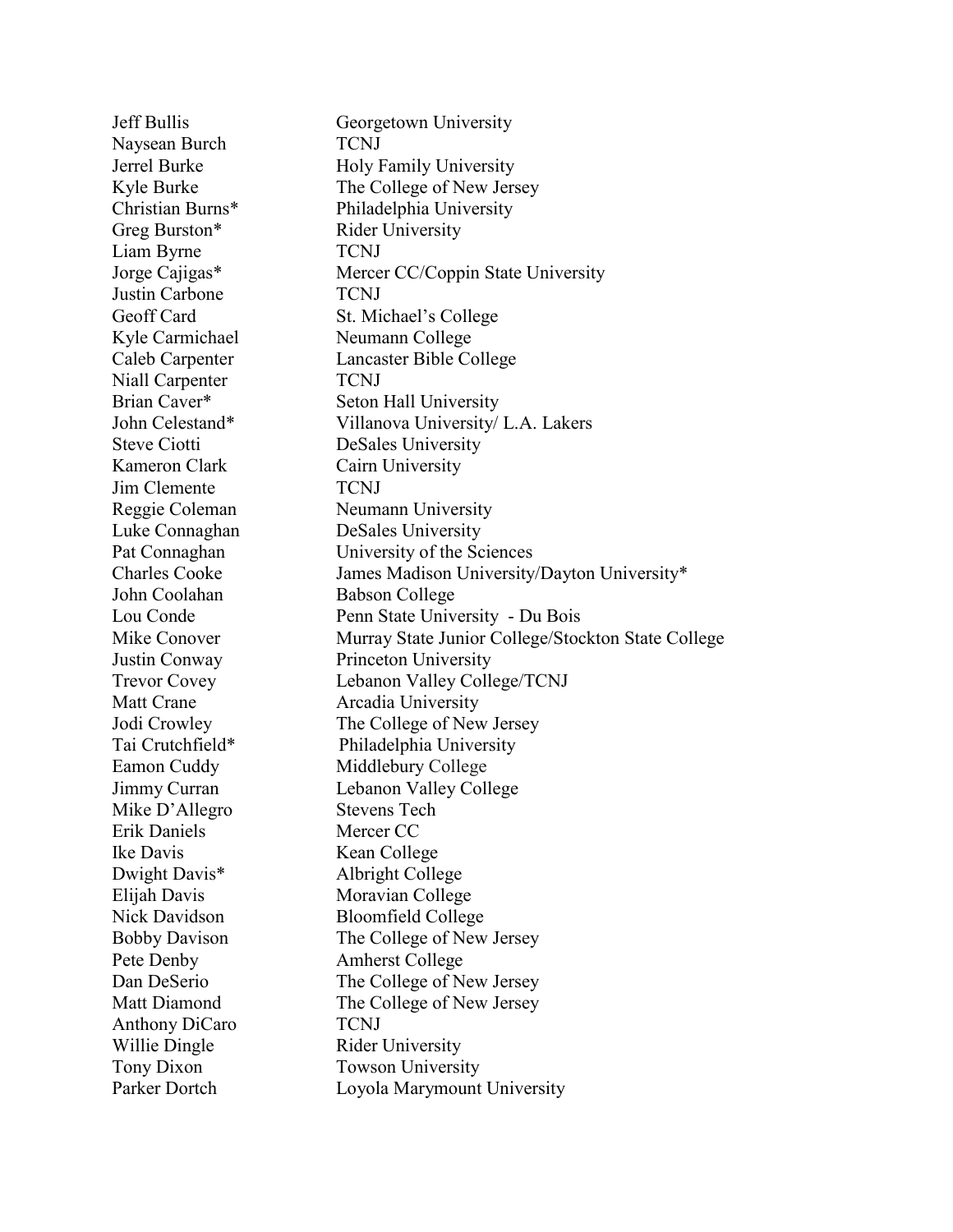| | |
|---|---|
| Jeff Bullis | Georgetown University |
| Naysean Burch | TCNJ |
| Jerrel Burke | Holy Family University |
| Kyle Burke | The College of New Jersey |
| Christian Burns* | Philadelphia University |
| Greg Burston* | Rider University |
| Liam Byrne | TCNJ |
| Jorge Cajigas* | Mercer CC/Coppin State University |
| Justin Carbone | TCNJ |
| Geoff Card | St. Michael's College |
| Kyle Carmichael | Neumann College |
| Caleb Carpenter | Lancaster Bible College |
| Niall Carpenter | TCNJ |
| Brian Caver* | Seton Hall University |
| John Celestand* | Villanova University/ L.A. Lakers |
| Steve Ciotti | DeSales University |
| Kameron Clark | Cairn University |
| Jim Clemente | TCNJ |
| Reggie Coleman | Neumann University |
| Luke Connaghan | DeSales University |
| Pat Connaghan | University of the Sciences |
| Charles Cooke | James Madison University/Dayton University* |
| John Coolahan | Babson College |
| Lou Conde | Penn State University - Du Bois |
| Mike Conover | Murray State Junior College/Stockton State College |
| Justin Conway | Princeton University |
| Trevor Covey | Lebanon Valley College/TCNJ |
| Matt Crane | Arcadia University |
| Jodi Crowley | The College of New Jersey |
| Tai Crutchfield* | Philadelphia University |
| Eamon Cuddy | Middlebury College |
| Jimmy Curran | Lebanon Valley College |
| Mike D'Allegro | Stevens Tech |
| Erik Daniels | Mercer CC |
| Ike Davis | Kean College |
| Dwight Davis* | Albright College |
| Elijah Davis | Moravian College |
| Nick Davidson | Bloomfield College |
| Bobby Davison | The College of New Jersey |
| Pete Denby | Amherst College |
| Dan DeSerio | The College of New Jersey |
| Matt Diamond | The College of New Jersey |
| Anthony DiCaro | TCNJ |
| Willie Dingle | Rider University |
| Tony Dixon | Towson University |
| Parker Dortch | Loyola Marymount University |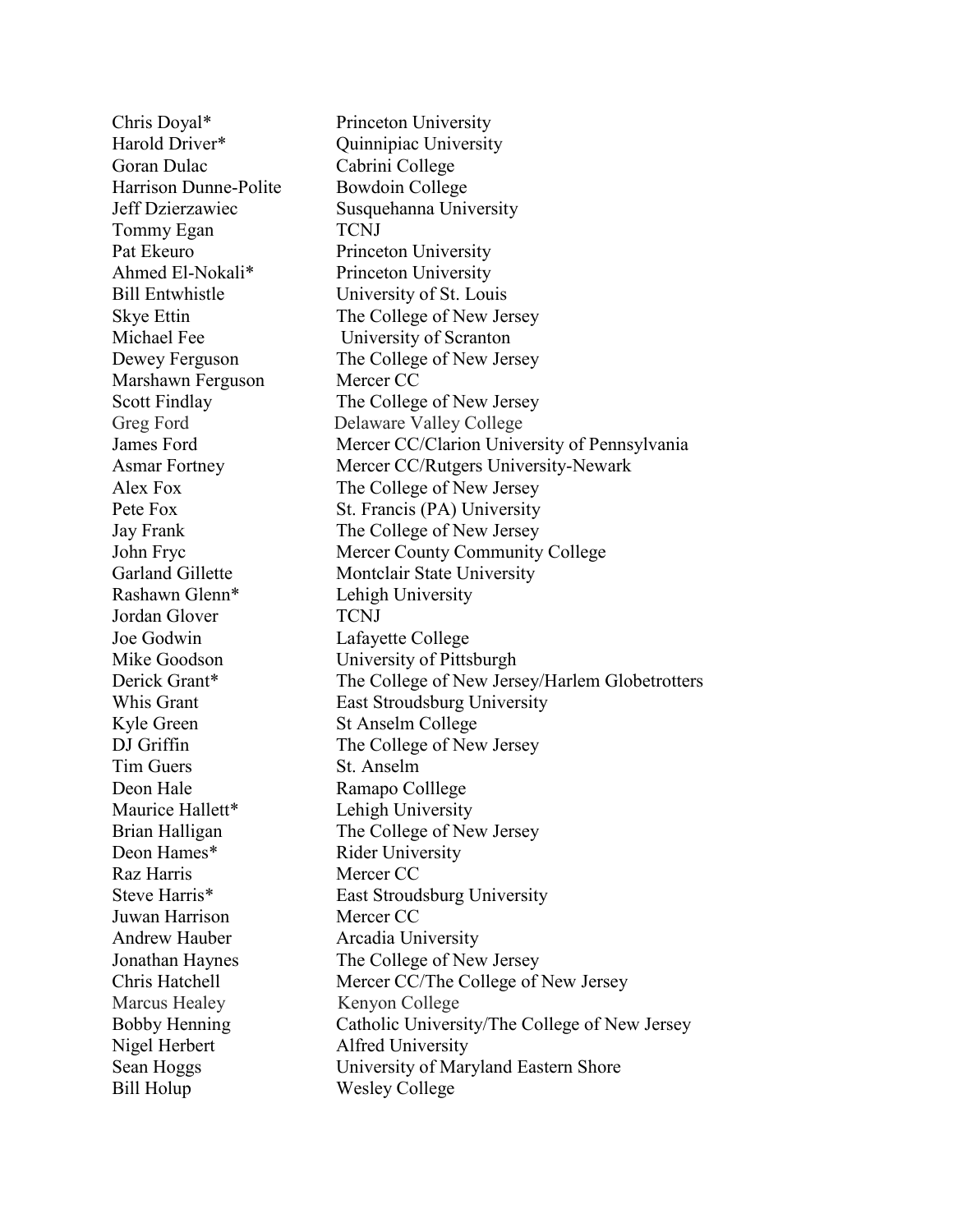| | |
|---|---|
| Chris Doyal* | Princeton University |
| Harold Driver* | Quinnipiac University |
| Goran Dulac | Cabrini College |
| Harrison Dunne-Polite | Bowdoin College |
| Jeff Dzierzawiec | Susquehanna University |
| Tommy Egan | TCNJ |
| Pat Ekeuro | Princeton University |
| Ahmed El-Nokali* | Princeton University |
| Bill Entwhistle | University of St. Louis |
| Skye Ettin | The College of New Jersey |
| Michael Fee | University of Scranton |
| Dewey Ferguson | The College of New Jersey |
| Marshawn Ferguson | Mercer CC |
| Scott Findlay | The College of New Jersey |
| Greg Ford | Delaware Valley College |
| James Ford | Mercer CC/Clarion University of Pennsylvania |
| Asmar Fortney | Mercer CC/Rutgers University-Newark |
| Alex Fox | The College of New Jersey |
| Pete Fox | St. Francis (PA) University |
| Jay Frank | The College of New Jersey |
| John Fryc | Mercer County Community College |
| Garland Gillette | Montclair State University |
| Rashawn Glenn* | Lehigh University |
| Jordan Glover | TCNJ |
| Joe Godwin | Lafayette College |
| Mike Goodson | University of Pittsburgh |
| Derick Grant* | The College of New Jersey/Harlem Globetrotters |
| Whis Grant | East Stroudsburg University |
| Kyle Green | St Anselm College |
| DJ Griffin | The College of New Jersey |
| Tim Guers | St. Anselm |
| Deon Hale | Ramapo Colllege |
| Maurice Hallett* | Lehigh University |
| Brian Halligan | The College of New Jersey |
| Deon Hames* | Rider University |
| Raz Harris | Mercer CC |
| Steve Harris* | East Stroudsburg University |
| Juwan Harrison | Mercer CC |
| Andrew Hauber | Arcadia University |
| Jonathan Haynes | The College of New Jersey |
| Chris Hatchell | Mercer CC/The College of New Jersey |
| Marcus Healey | Kenyon College |
| Bobby Henning | Catholic University/The College of New Jersey |
| Nigel Herbert | Alfred University |
| Sean Hoggs | University of Maryland Eastern Shore |
| Bill Holup | Wesley College |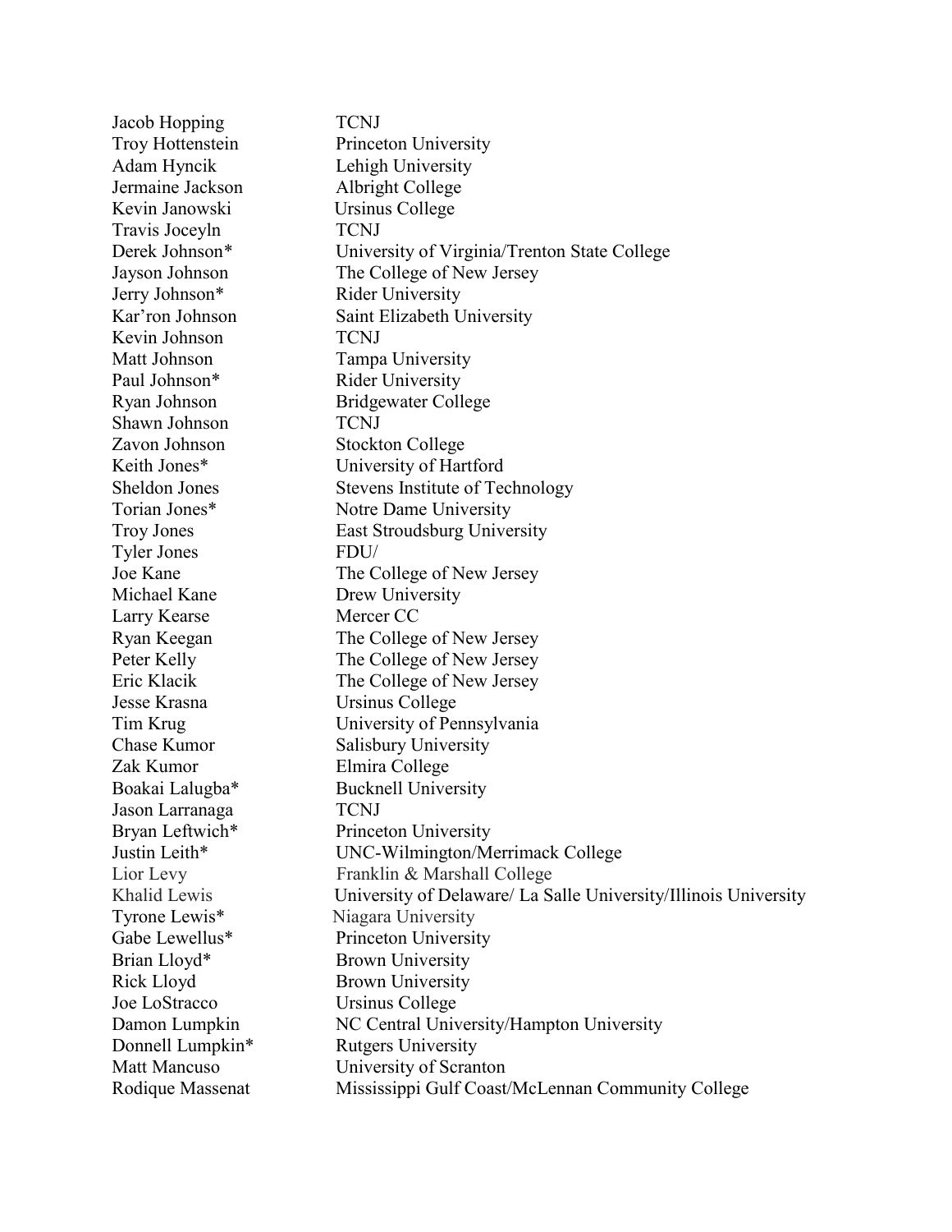| | |
|---|---|
| Jacob Hopping | TCNJ |
| Troy Hottenstein | Princeton University |
| Adam Hyncik | Lehigh University |
| Jermaine Jackson | Albright College |
| Kevin Janowski | Ursinus College |
| Travis Joceyln | TCNJ |
| Derek Johnson* | University of Virginia/Trenton State College |
| Jayson Johnson | The College of New Jersey |
| Jerry Johnson* | Rider University |
| Kar'ron Johnson | Saint Elizabeth University |
| Kevin Johnson | TCNJ |
| Matt Johnson | Tampa University |
| Paul Johnson* | Rider University |
| Ryan Johnson | Bridgewater College |
| Shawn Johnson | TCNJ |
| Zavon Johnson | Stockton College |
| Keith Jones* | University of Hartford |
| Sheldon Jones | Stevens Institute of Technology |
| Torian Jones* | Notre Dame University |
| Troy Jones | East Stroudsburg University |
| Tyler Jones | FDU/ |
| Joe Kane | The College of New Jersey |
| Michael Kane | Drew University |
| Larry Kearse | Mercer CC |
| Ryan Keegan | The College of New Jersey |
| Peter Kelly | The College of New Jersey |
| Eric Klacik | The College of New Jersey |
| Jesse Krasna | Ursinus College |
| Tim Krug | University of Pennsylvania |
| Chase Kumor | Salisbury University |
| Zak Kumor | Elmira College |
| Boakai Lalugba* | Bucknell University |
| Jason Larranaga | TCNJ |
| Bryan Leftwich* | Princeton University |
| Justin Leith* | UNC-Wilmington/Merrimack College |
| Lior Levy | Franklin & Marshall College |
| Khalid Lewis | University of Delaware/ La Salle University/Illinois University |
| Tyrone Lewis* | Niagara University |
| Gabe Lewellus* | Princeton University |
| Brian Lloyd* | Brown University |
| Rick Lloyd | Brown University |
| Joe LoStracco | Ursinus College |
| Damon Lumpkin | NC Central University/Hampton University |
| Donnell Lumpkin* | Rutgers University |
| Matt Mancuso | University of Scranton |
| Rodique Massenat | Mississippi Gulf Coast/McLennan Community College |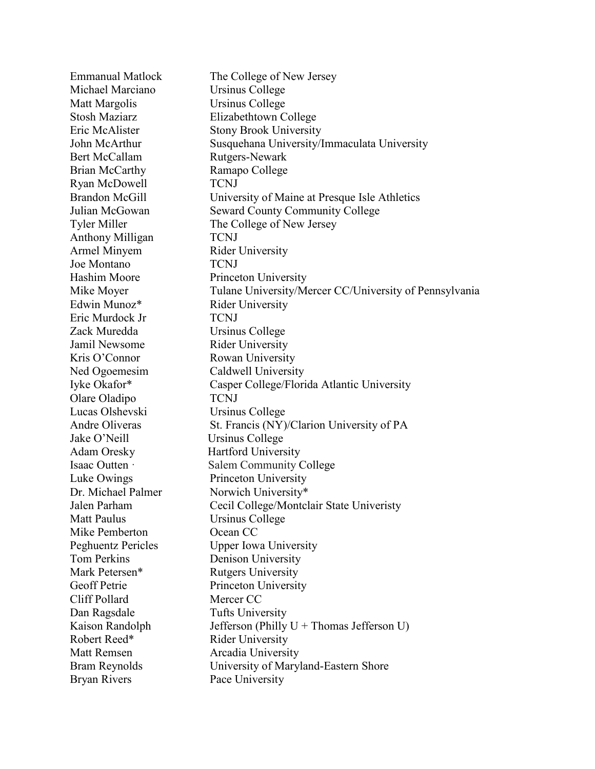| | |
|---|---|
| Emmanual Matlock | The College of New Jersey |
| Michael Marciano | Ursinus College |
| Matt Margolis | Ursinus College |
| Stosh Maziarz | Elizabethtown College |
| Eric McAlister | Stony Brook University |
| John McArthur | Susquehana University/Immaculata University |
| Bert McCallam | Rutgers-Newark |
| Brian McCarthy | Ramapo College |
| Ryan McDowell | TCNJ |
| Brandon McGill | University of Maine at Presque Isle Athletics |
| Julian McGowan | Seward County Community College |
| Tyler Miller | The College of New Jersey |
| Anthony Milligan | TCNJ |
| Armel Minyem | Rider University |
| Joe Montano | TCNJ |
| Hashim Moore | Princeton University |
| Mike Moyer | Tulane University/Mercer CC/University of Pennsylvania |
| Edwin Munoz* | Rider University |
| Eric Murdock Jr | TCNJ |
| Zack Muredda | Ursinus College |
| Jamil Newsome | Rider University |
| Kris O'Connor | Rowan University |
| Ned Ogoemesim | Caldwell University |
| Iyke Okafor* | Casper College/Florida Atlantic University |
| Olare Oladipo | TCNJ |
| Lucas Olshevski | Ursinus College |
| Andre Oliveras | St. Francis (NY)/Clarion University of PA |
| Jake O'Neill | Ursinus College |
| Adam Oresky | Hartford University |
| Isaac Outten · | Salem Community College |
| Luke Owings | Princeton University |
| Dr. Michael Palmer | Norwich University* |
| Jalen Parham | Cecil College/Montclair State Univeristy |
| Matt Paulus | Ursinus College |
| Mike Pemberton | Ocean CC |
| Peghuentz Pericles | Upper Iowa University |
| Tom Perkins | Denison University |
| Mark Petersen* | Rutgers University |
| Geoff Petrie | Princeton University |
| Cliff Pollard | Mercer CC |
| Dan Ragsdale | Tufts University |
| Kaison Randolph | Jefferson (Philly U + Thomas Jefferson U) |
| Robert Reed* | Rider University |
| Matt Remsen | Arcadia University |
| Bram Reynolds | University of Maryland-Eastern Shore |
| Bryan Rivers | Pace University |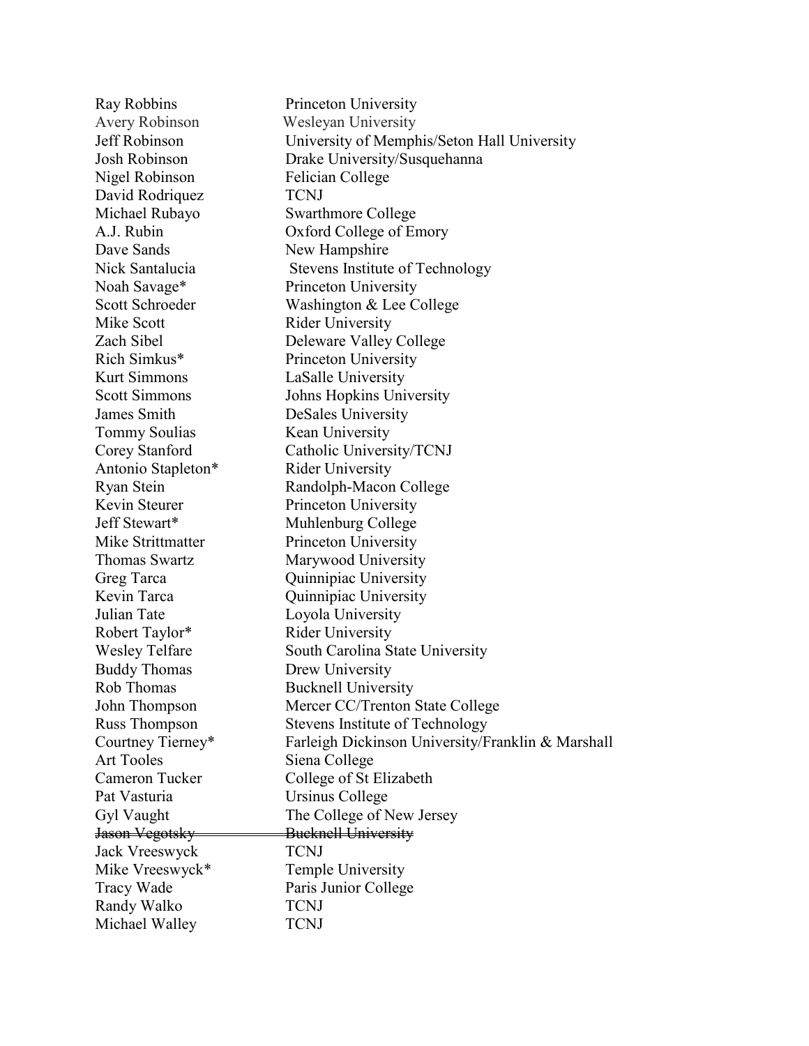| | |
|---|---|
| Ray Robbins | Princeton University |
| Avery Robinson | Wesleyan University |
| Jeff Robinson | University of Memphis/Seton Hall University |
| Josh Robinson | Drake University/Susquehanna |
| Nigel Robinson | Felician College |
| David Rodriquez | TCNJ |
| Michael Rubayo | Swarthmore College |
| A.J. Rubin | Oxford College of Emory |
| Dave Sands | New Hampshire |
| Nick Santalucia | Stevens Institute of Technology |
| Noah Savage* | Princeton University |
| Scott Schroeder | Washington & Lee College |
| Mike Scott | Rider University |
| Zach Sibel | Deleware Valley College |
| Rich Simkus* | Princeton University |
| Kurt Simmons | LaSalle University |
| Scott Simmons | Johns Hopkins University |
| James Smith | DeSales University |
| Tommy Soulias | Kean University |
| Corey Stanford | Catholic University/TCNJ |
| Antonio Stapleton* | Rider University |
| Ryan Stein | Randolph-Macon College |
| Kevin Steurer | Princeton University |
| Jeff Stewart* | Muhlenburg College |
| Mike Strittmatter | Princeton University |
| Thomas Swartz | Marywood University |
| Greg Tarca | Quinnipiac University |
| Kevin Tarca | Quinnipiac University |
| Julian Tate | Loyola University |
| Robert Taylor* | Rider University |
| Wesley Telfare | South Carolina State University |
| Buddy Thomas | Drew University |
| Rob Thomas | Bucknell University |
| John Thompson | Mercer CC/Trenton State College |
| Russ Thompson | Stevens Institute of Technology |
| Courtney Tierney* | Farleigh Dickinson University/Franklin & Marshall |
| Art Tooles | Siena College |
| Cameron Tucker | College of St Elizabeth |
| Pat Vasturia | Ursinus College |
| Gyl Vaught | The College of New Jersey |
| ~~Jason Vegotsky~~ | ~~Bucknell University~~ |
| Jack Vreeswyck | TCNJ |
| Mike Vreeswyck* | Temple University |
| Tracy Wade | Paris Junior College |
| Randy Walko | TCNJ |
| Michael Walley | TCNJ |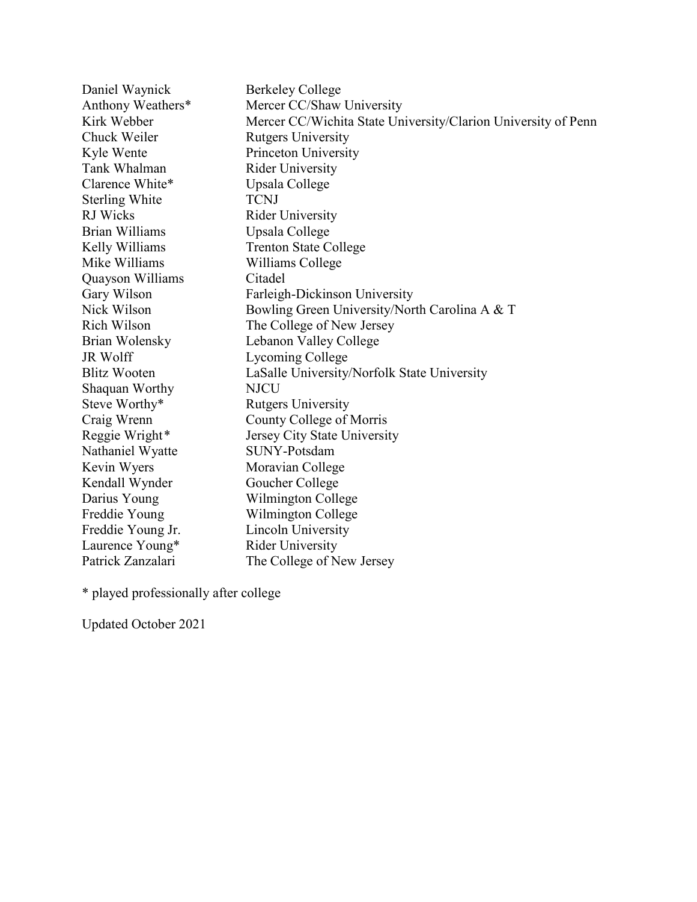| | |
|---|---|
| Daniel Waynick | Berkeley College |
| Anthony Weathers* | Mercer CC/Shaw University |
| Kirk Webber | Mercer CC/Wichita State University/Clarion University of Penn |
| Chuck Weiler | Rutgers University |
| Kyle Wente | Princeton University |
| Tank Whalman | Rider University |
| Clarence White* | Upsala College |
| Sterling White | TCNJ |
| RJ Wicks | Rider University |
| Brian Williams | Upsala College |
| Kelly Williams | Trenton State College |
| Mike Williams | Williams College |
| Quayson Williams | Citadel |
| Gary Wilson | Farleigh-Dickinson University |
| Nick Wilson | Bowling Green University/North Carolina A & T |
| Rich Wilson | The College of New Jersey |
| Brian Wolensky | Lebanon Valley College |
| JR Wolff | Lycoming College |
| Blitz Wooten | LaSalle University/Norfolk State University |
| Shaquan Worthy | NJCU |
| Steve Worthy* | Rutgers University |
| Craig Wrenn | County College of Morris |
| Reggie Wright* | Jersey City State University |
| Nathaniel Wyatte | SUNY-Potsdam |
| Kevin Wyers | Moravian College |
| Kendall Wynder | Goucher College |
| Darius Young | Wilmington College |
| Freddie Young | Wilmington College |
| Freddie Young Jr. | Lincoln University |
| Laurence Young* | Rider University |
| Patrick Zanzalari | The College of New Jersey |

* played professionally after college

Updated October 2021